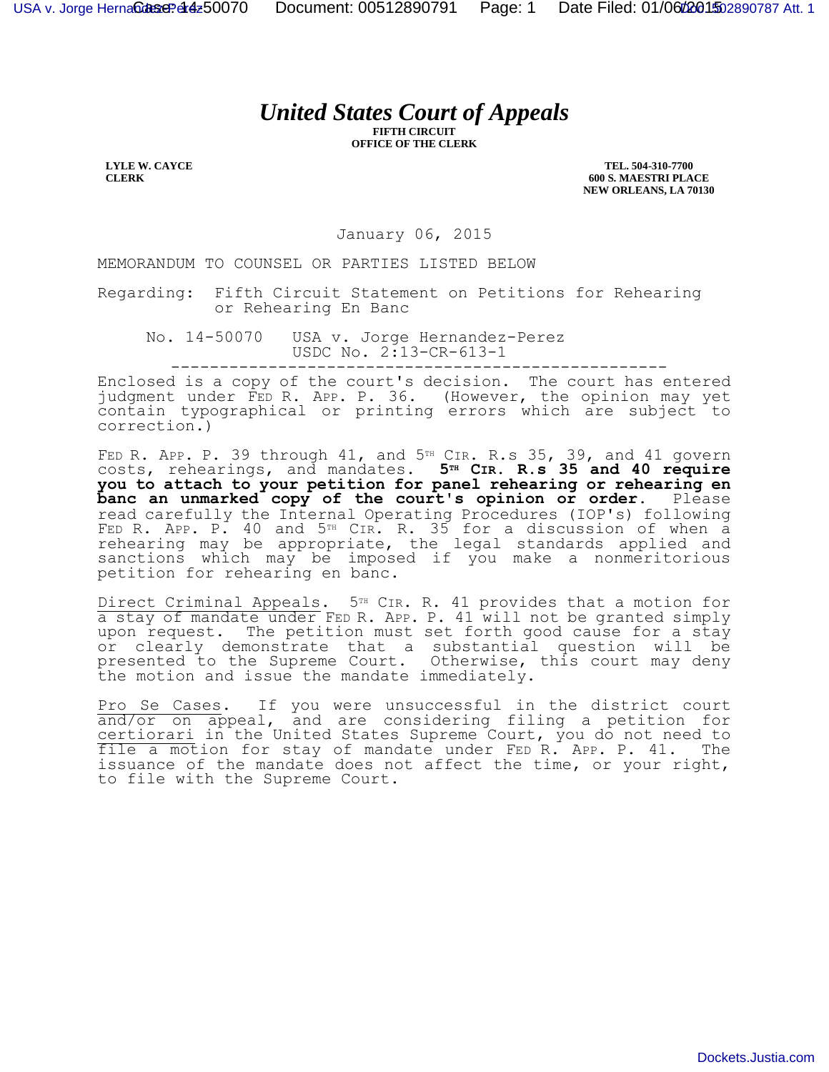# United States Court of Appeals

FIFTH CIRCUIT
OFFICE OF THE CLERK

LYLE W. CAYCE
CLERK

TEL. 504-310-7700
600 S. MAESTRI PLACE
NEW ORLEANS, LA 70130

January 06, 2015

MEMORANDUM TO COUNSEL OR PARTIES LISTED BELOW

Regarding: Fifth Circuit Statement on Petitions for Rehearing or Rehearing En Banc

No. 14-50070 USA v. Jorge Hernandez-Perez
USDC No. 2:13-CR-613-1

---

Enclosed is a copy of the court's decision. The court has entered judgment under FED R. APP. P. 36. (However, the opinion may yet contain typographical or printing errors which are subject to correction.)

FED R. APP. P. 39 through 41, and 5TH CIR. R.s 35, 39, and 41 govern costs, rehearings, and mandates. **5TH CIR. R.s 35 and 40 require you to attach to your petition for panel rehearing or rehearing en banc an unmarked copy of the court's opinion or order.** Please read carefully the Internal Operating Procedures (IOP's) following FED R. APP. P. 40 and 5TH CIR. R. 35 for a discussion of when a rehearing may be appropriate, the legal standards applied and sanctions which may be imposed if you make a nonmeritorious petition for rehearing en banc.

Direct Criminal Appeals. 5TH CIR. R. 41 provides that a motion for a stay of mandate under FED R. APP. P. 41 will not be granted simply upon request. The petition must set forth good cause for a stay or clearly demonstrate that a substantial question will be presented to the Supreme Court. Otherwise, this court may deny the motion and issue the mandate immediately.

Pro Se Cases. If you were unsuccessful in the district court and/or on appeal, and are considering filing a petition for certiorari in the United States Supreme Court, you do not need to file a motion for stay of mandate under FED R. APP. P. 41. The issuance of the mandate does not affect the time, or your right, to file with the Supreme Court.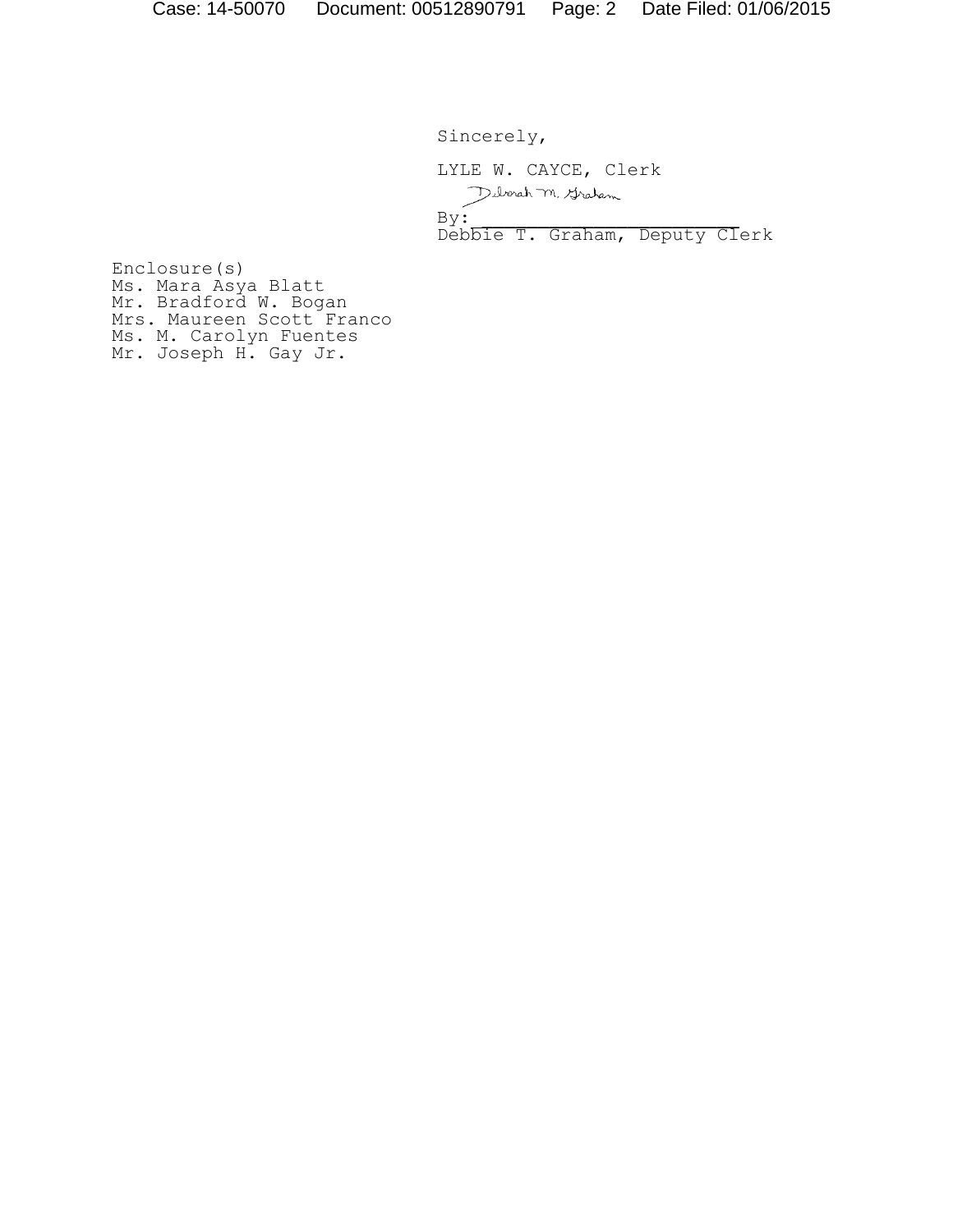Sincerely,

LYLE W. CAYCE, Clerk

By: Deborah M. Graham
Debbie T. Graham, Deputy Clerk

Enclosure(s)
Ms. Mara Asya Blatt
Mr. Bradford W. Bogan
Mrs. Maureen Scott Franco
Ms. M. Carolyn Fuentes
Mr. Joseph H. Gay Jr.